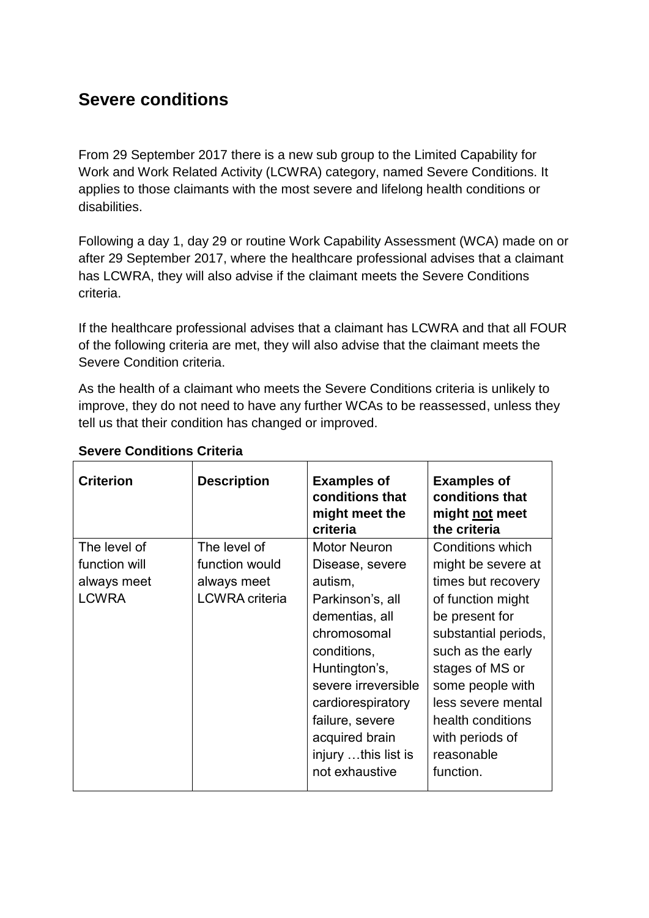## Severe conditions

From 29 September 2017 there is a new sub group to the Limited Capability for Work and Work Related Activity (LCWRA) category, named Severe Conditions. It applies to those claimants with the most severe and lifelong health conditions or disabilities.

Following a day 1, day 29 or routine Work Capability Assessment (WCA) made on or after 29 September 2017, where the healthcare professional advises that a claimant has LCWRA, they will also advise if the claimant meets the Severe Conditions criteria.

If the healthcare professional advises that a claimant has LCWRA and that all FOUR of the following criteria are met, they will also advise that the claimant meets the Severe Condition criteria.

As the health of a claimant who meets the Severe Conditions criteria is unlikely to improve, they do not need to have any further WCAs to be reassessed, unless they tell us that their condition has changed or improved.

**Severe Conditions Criteria**

| **Criterion** | **Description** | **Examples of conditions that might meet the criteria** | **Examples of conditions that might <u>not</u> meet the criteria** |
|---|---|---|---|
| The level of function will always meet LCWRA | The level of function would always meet LCWRA criteria | Motor Neuron Disease, severe autism, Parkinson's, all dementias, all chromosomal conditions, Huntington's, severe irreversible cardiorespiratory failure, severe acquired brain injury …this list is not exhaustive | Conditions which might be severe at times but recovery of function might be present for substantial periods, such as the early stages of MS or some people with less severe mental health conditions with periods of reasonable function. |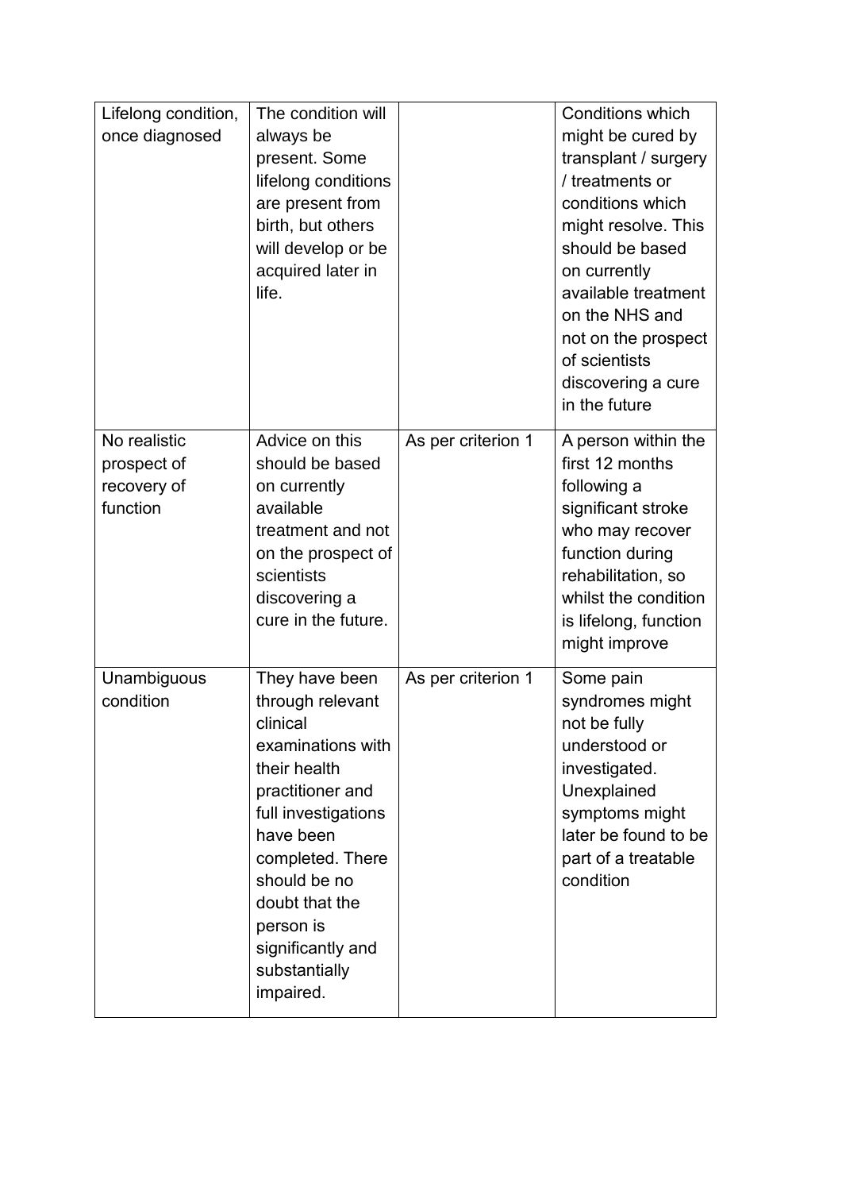| | | | |
|---|---|---|---|
| Lifelong condition, once diagnosed | The condition will always be present. Some lifelong conditions are present from birth, but others will develop or be acquired later in life. | | Conditions which might be cured by transplant / surgery / treatments or conditions which might resolve. This should be based on currently available treatment on the NHS and not on the prospect of scientists discovering a cure in the future |
| No realistic prospect of recovery of function | Advice on this should be based on currently available treatment and not on the prospect of scientists discovering a cure in the future. | As per criterion 1 | A person within the first 12 months following a significant stroke who may recover function during rehabilitation, so whilst the condition is lifelong, function might improve |
| Unambiguous condition | They have been through relevant clinical examinations with their health practitioner and full investigations have been completed. There should be no doubt that the person is significantly and substantially impaired. | As per criterion 1 | Some pain syndromes might not be fully understood or investigated. Unexplained symptoms might later be found to be part of a treatable condition |